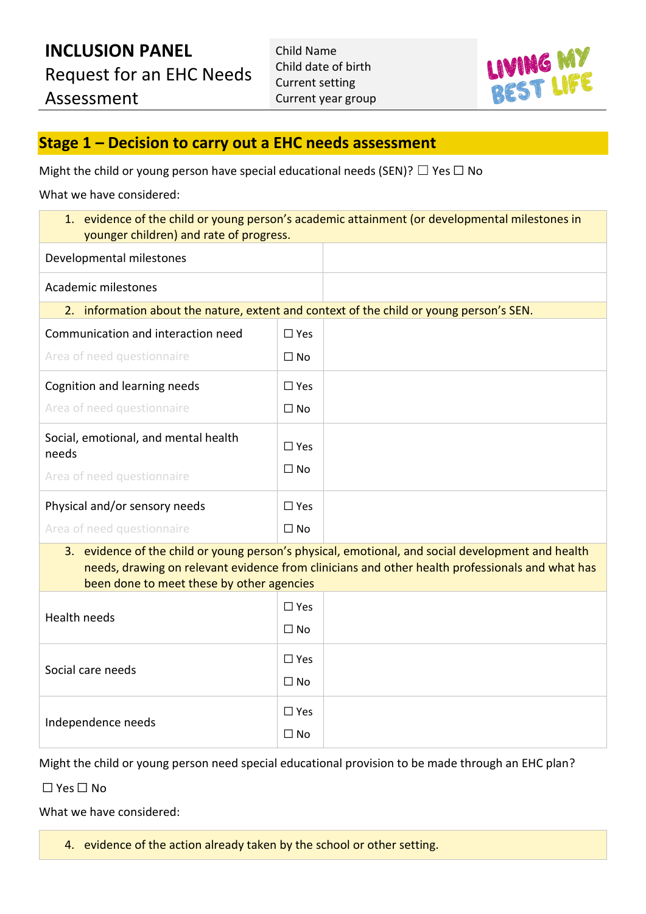# INCLUSION PANEL

Request for an EHC Needs Assessment

Child Name
Child date of birth
Current setting
Current year group

LIVING MY BEST LIFE

## Stage 1 – Decision to carry out a EHC needs assessment

Might the child or young person have special educational needs (SEN)? ☐ Yes ☐ No

What we have considered:

| 1. evidence of the child or young person's academic attainment (or developmental milestones in younger children) and rate of progress. | | |
|---|---|---|
| Developmental milestones | | |
| Academic milestones | | |
| 2. information about the nature, extent and context of the child or young person's SEN. | | |
| Communication and interaction need<br>Area of need questionnaire | ☐ Yes<br>☐ No | |
| Cognition and learning needs<br>Area of need questionnaire | ☐ Yes<br>☐ No | |
| Social, emotional, and mental health needs<br>Area of need questionnaire | ☐ Yes<br>☐ No | |
| Physical and/or sensory needs<br>Area of need questionnaire | ☐ Yes<br>☐ No | |
| 3. evidence of the child or young person's physical, emotional, and social development and health needs, drawing on relevant evidence from clinicians and other health professionals and what has been done to meet these by other agencies | | |
| Health needs | ☐ Yes<br>☐ No | |
| Social care needs | ☐ Yes<br>☐ No | |
| Independence needs | ☐ Yes<br>☐ No | |

Might the child or young person need special educational provision to be made through an EHC plan?

☐ Yes ☐ No

What we have considered:

| 4. evidence of the action already taken by the school or other setting. |
|---|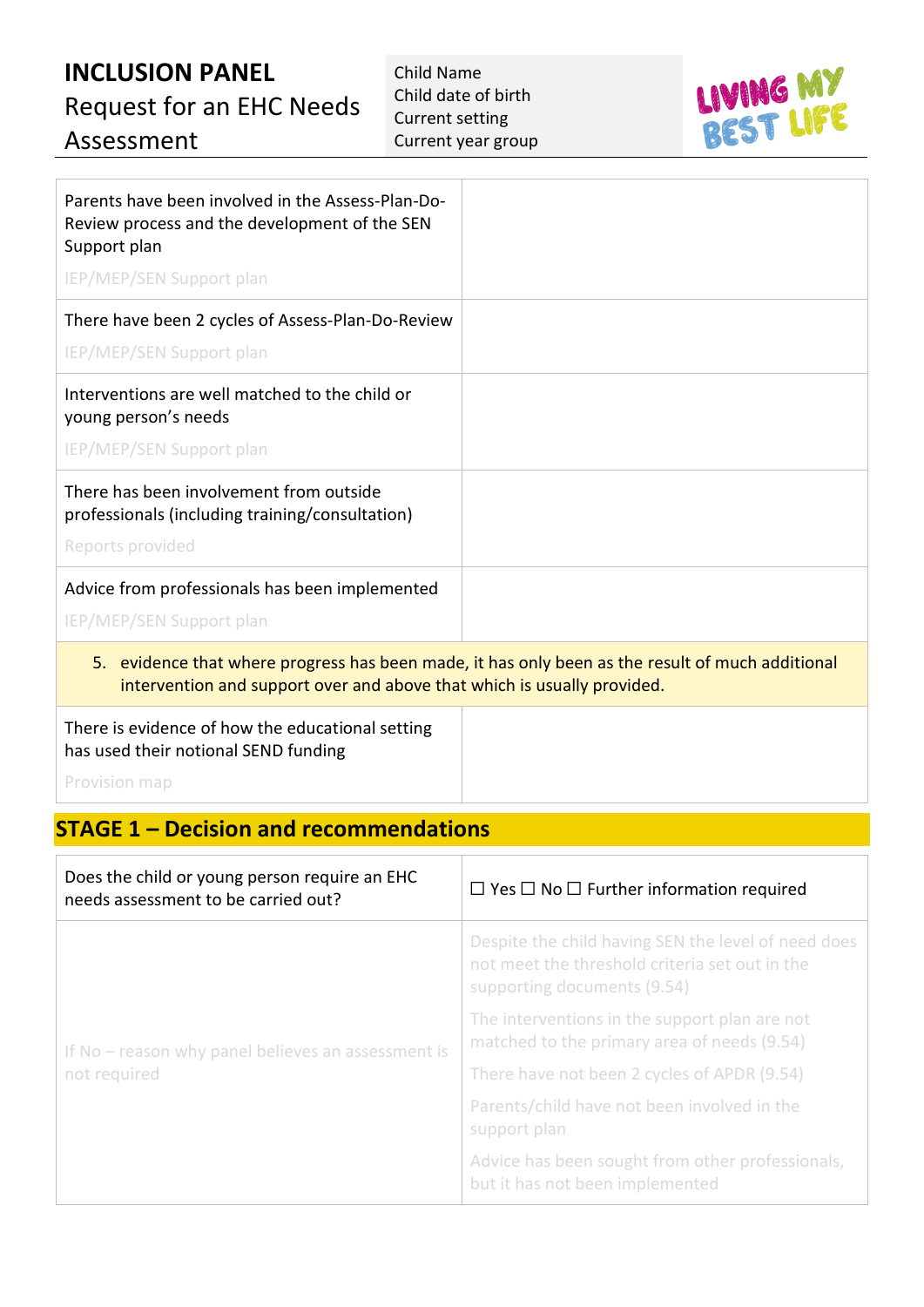# INCLUSION PANEL

Request for an EHC Needs Assessment

Child Name
Child date of birth
Current setting
Current year group

LIVING MY BEST LIFE

| | |
|---|---|
| Parents have been involved in the Assess-Plan-Do-Review process and the development of the SEN Support plan<br><br>IEP/MEP/SEN Support plan | |
| There have been 2 cycles of Assess-Plan-Do-Review<br><br>IEP/MEP/SEN Support plan | |
| Interventions are well matched to the child or young person's needs<br><br>IEP/MEP/SEN Support plan | |
| There has been involvement from outside professionals (including training/consultation)<br><br>Reports provided | |
| Advice from professionals has been implemented<br><br>IEP/MEP/SEN Support plan | |
| 5. evidence that where progress has been made, it has only been as the result of much additional intervention and support over and above that which is usually provided. | |
| There is evidence of how the educational setting has used their notional SEND funding<br><br>Provision map | |

## STAGE 1 – Decision and recommendations

| | |
|---|---|
| Does the child or young person require an EHC needs assessment to be carried out? | ☐ Yes ☐ No ☐ Further information required |
| If No – reason why panel believes an assessment is not required | Despite the child having SEN the level of need does not meet the threshold criteria set out in the supporting documents (9.54)<br><br>The interventions in the support plan are not matched to the primary area of needs (9.54)<br><br>There have not been 2 cycles of APDR (9.54)<br><br>Parents/child have not been involved in the support plan<br><br>Advice has been sought from other professionals, but it has not been implemented |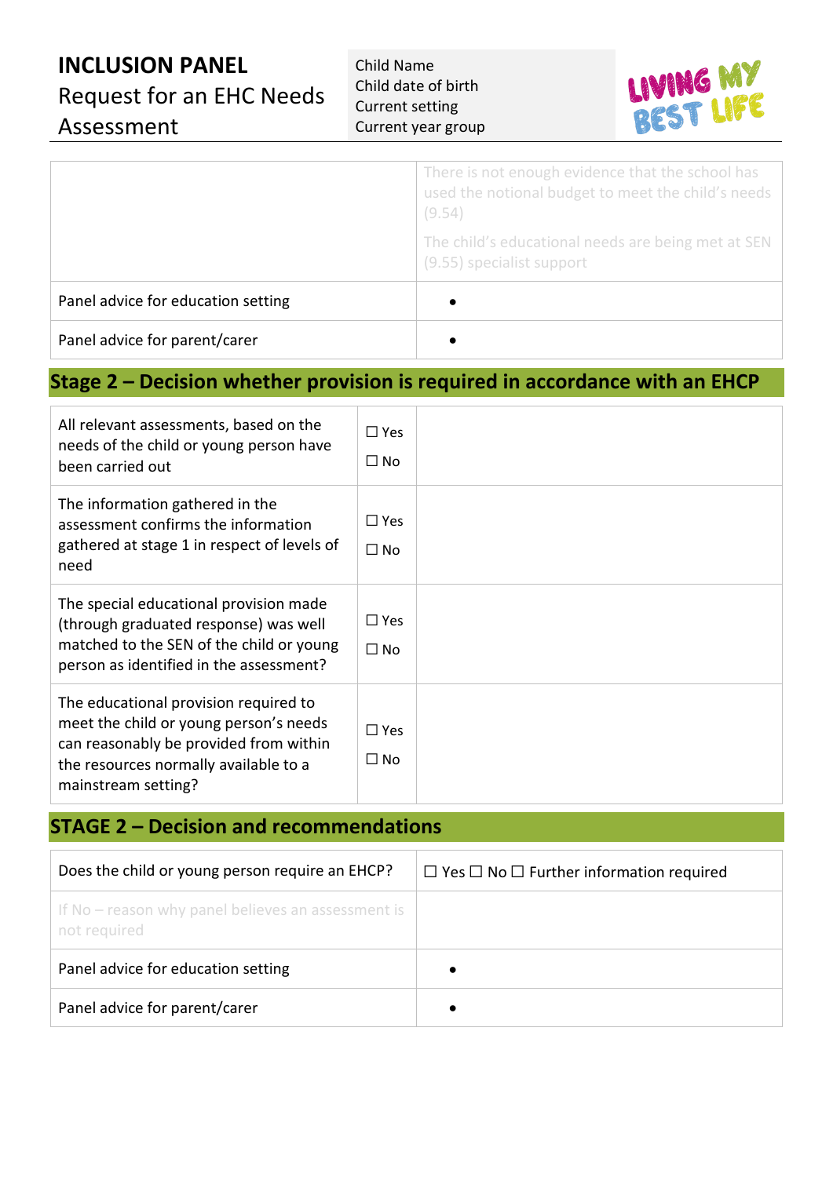# INCLUSION PANEL

Request for an EHC Needs Assessment

Child Name
Child date of birth
Current setting
Current year group

| | |
|---|---|
| | There is not enough evidence that the school has used the notional budget to meet the child's needs (9.54)<br><br>The child's educational needs are being met at SEN (9.55) specialist support |
| Panel advice for education setting | • |
| Panel advice for parent/carer | • |

## Stage 2 – Decision whether provision is required in accordance with an EHCP

| | | |
|---|---|---|
| All relevant assessments, based on the needs of the child or young person have been carried out | ☐ Yes<br>☐ No | |
| The information gathered in the assessment confirms the information gathered at stage 1 in respect of levels of need | ☐ Yes<br>☐ No | |
| The special educational provision made (through graduated response) was well matched to the SEN of the child or young person as identified in the assessment? | ☐ Yes<br>☐ No | |
| The educational provision required to meet the child or young person's needs can reasonably be provided from within the resources normally available to a mainstream setting? | ☐ Yes<br>☐ No | |

## STAGE 2 – Decision and recommendations

| | |
|---|---|
| Does the child or young person require an EHCP? | ☐ Yes ☐ No ☐ Further information required |
| If No – reason why panel believes an assessment is not required | |
| Panel advice for education setting | • |
| Panel advice for parent/carer | • |